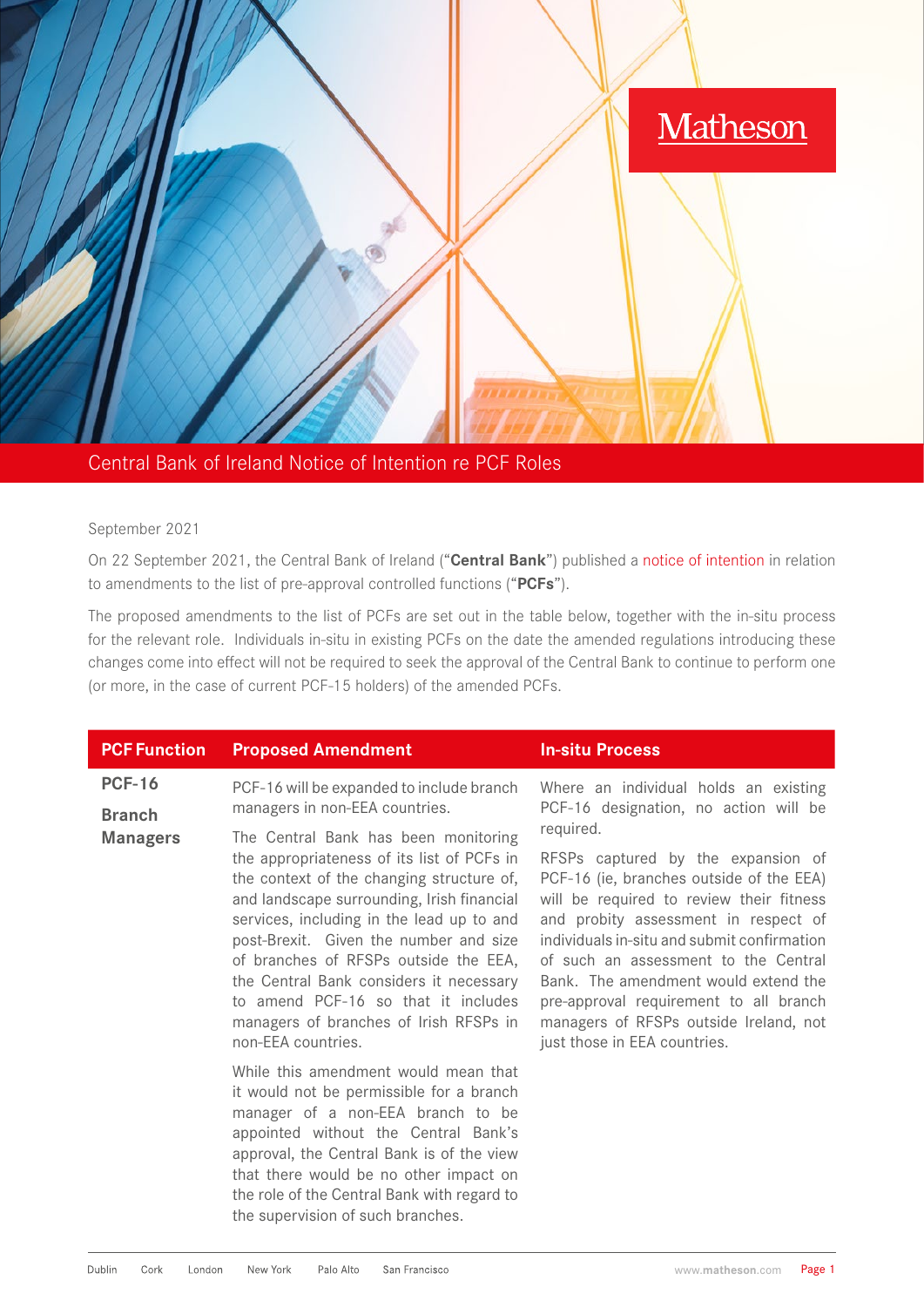# Central Bank of Ireland Notice of Intention re PCF Roles

September 2021

On 22 September 2021, the Central Bank of Ireland ("**Central Bank**") published a notice of intention in relation to amendments to the list of pre-approval controlled functions ("**PCFs**").

The proposed amendments to the list of PCFs are set out in the table below, together with the in-situ process for the relevant role. Individuals in-situ in existing PCFs on the date the amended regulations introducing these changes come into effect will not be required to seek the approval of the Central Bank to continue to perform one (or more, in the case of current PCF-15 holders) of the amended PCFs.

| PCF Function | Proposed Amendment | In-situ Process |
|---|---|---|
| **PCF-16** **Branch Managers** | PCF-16 will be expanded to include branch managers in non-EEA countries. The Central Bank has been monitoring the appropriateness of its list of PCFs in the context of the changing structure of, and landscape surrounding, Irish financial services, including in the lead up to and post-Brexit. Given the number and size of branches of RFSPs outside the EEA, the Central Bank considers it necessary to amend PCF-16 so that it includes managers of branches of Irish RFSPs in non-EEA countries. While this amendment would mean that it would not be permissible for a branch manager of a non-EEA branch to be appointed without the Central Bank's approval, the Central Bank is of the view that there would be no other impact on the role of the Central Bank with regard to the supervision of such branches. | Where an individual holds an existing PCF-16 designation, no action will be required. RFSPs captured by the expansion of PCF-16 (ie, branches outside of the EEA) will be required to review their fitness and probity assessment in respect of individuals in-situ and submit confirmation of such an assessment to the Central Bank. The amendment would extend the pre-approval requirement to all branch managers of RFSPs outside Ireland, not just those in EEA countries. |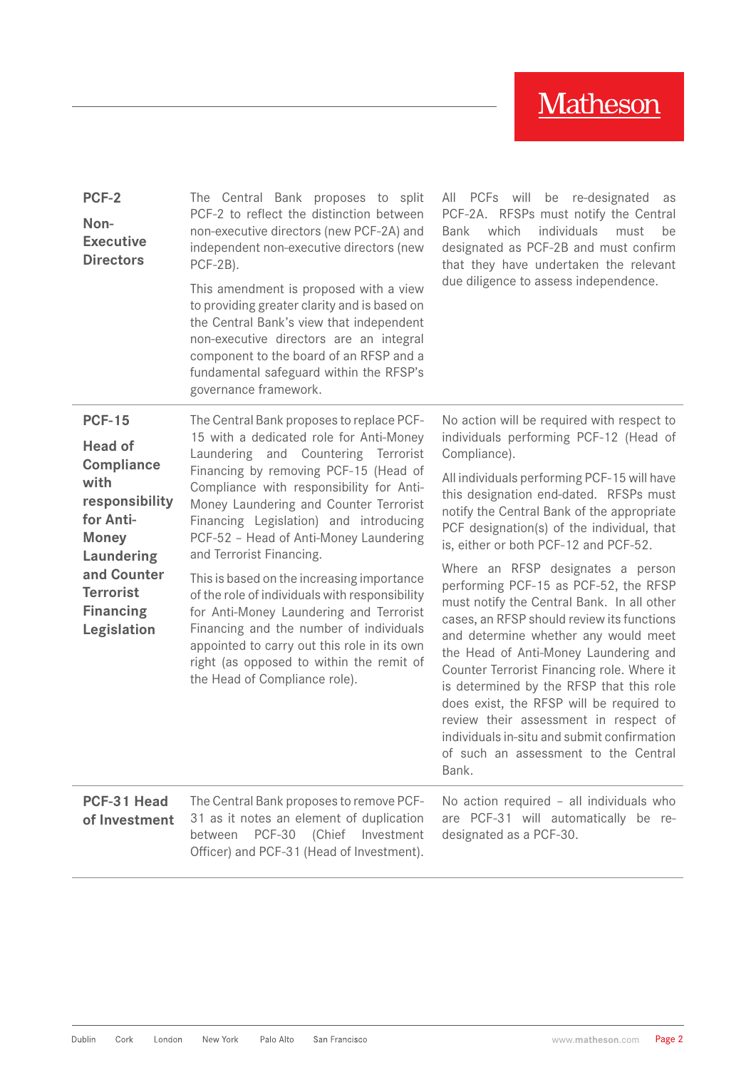| | | |
|---|---|---|
| **PCF-2 Non-Executive Directors** | The Central Bank proposes to split PCF-2 to reflect the distinction between non-executive directors (new PCF-2A) and independent non-executive directors (new PCF-2B).<br><br>This amendment is proposed with a view to providing greater clarity and is based on the Central Bank's view that independent non-executive directors are an integral component to the board of an RFSP and a fundamental safeguard within the RFSP's governance framework. | All PCFs will be re-designated as PCF-2A. RFSPs must notify the Central Bank which individuals must be designated as PCF-2B and must confirm that they have undertaken the relevant due diligence to assess independence. |
| **PCF-15 Head of Compliance with responsibility for Anti-Money Laundering and Counter Terrorist Financing Legislation** | The Central Bank proposes to replace PCF-15 with a dedicated role for Anti-Money Laundering and Countering Terrorist Financing by removing PCF-15 (Head of Compliance with responsibility for Anti-Money Laundering and Counter Terrorist Financing Legislation) and introducing PCF-52 – Head of Anti-Money Laundering and Terrorist Financing.<br><br>This is based on the increasing importance of the role of individuals with responsibility for Anti-Money Laundering and Terrorist Financing and the number of individuals appointed to carry out this role in its own right (as opposed to within the remit of the Head of Compliance role). | No action will be required with respect to individuals performing PCF-12 (Head of Compliance).<br><br>All individuals performing PCF-15 will have this designation end-dated. RFSPs must notify the Central Bank of the appropriate PCF designation(s) of the individual, that is, either or both PCF-12 and PCF-52.<br><br>Where an RFSP designates a person performing PCF-15 as PCF-52, the RFSP must notify the Central Bank. In all other cases, an RFSP should review its functions and determine whether any would meet the Head of Anti-Money Laundering and Counter Terrorist Financing role. Where it is determined by the RFSP that this role does exist, the RFSP will be required to review their assessment in respect of individuals in-situ and submit confirmation of such an assessment to the Central Bank. |
| **PCF-31 Head of Investment** | The Central Bank proposes to remove PCF-31 as it notes an element of duplication between PCF-30 (Chief Investment Officer) and PCF-31 (Head of Investment). | No action required – all individuals who are PCF-31 will automatically be re-designated as a PCF-30. |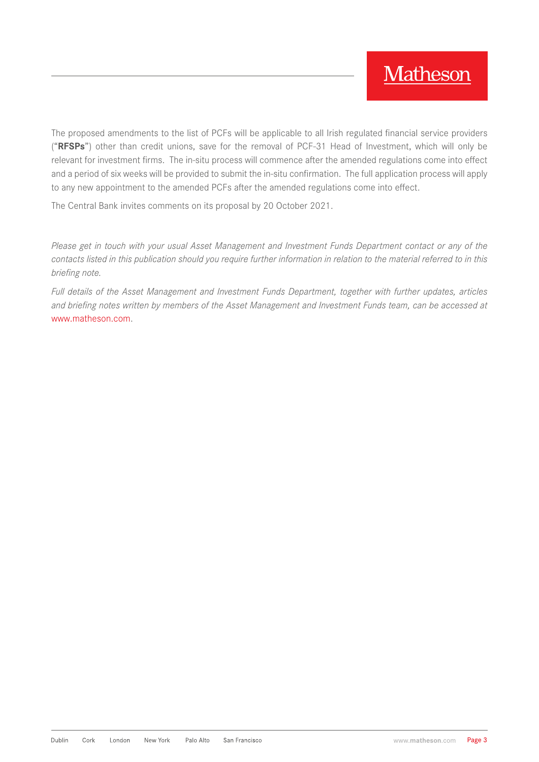The proposed amendments to the list of PCFs will be applicable to all Irish regulated financial service providers ("**RFSPs**") other than credit unions, save for the removal of PCF-31 Head of Investment, which will only be relevant for investment firms. The in-situ process will commence after the amended regulations come into effect and a period of six weeks will be provided to submit the in-situ confirmation. The full application process will apply to any new appointment to the amended PCFs after the amended regulations come into effect.

The Central Bank invites comments on its proposal by 20 October 2021.

*Please get in touch with your usual Asset Management and Investment Funds Department contact or any of the contacts listed in this publication should you require further information in relation to the material referred to in this briefing note.*

*Full details of the Asset Management and Investment Funds Department, together with further updates, articles and briefing notes written by members of the Asset Management and Investment Funds team, can be accessed at* www.matheson.com.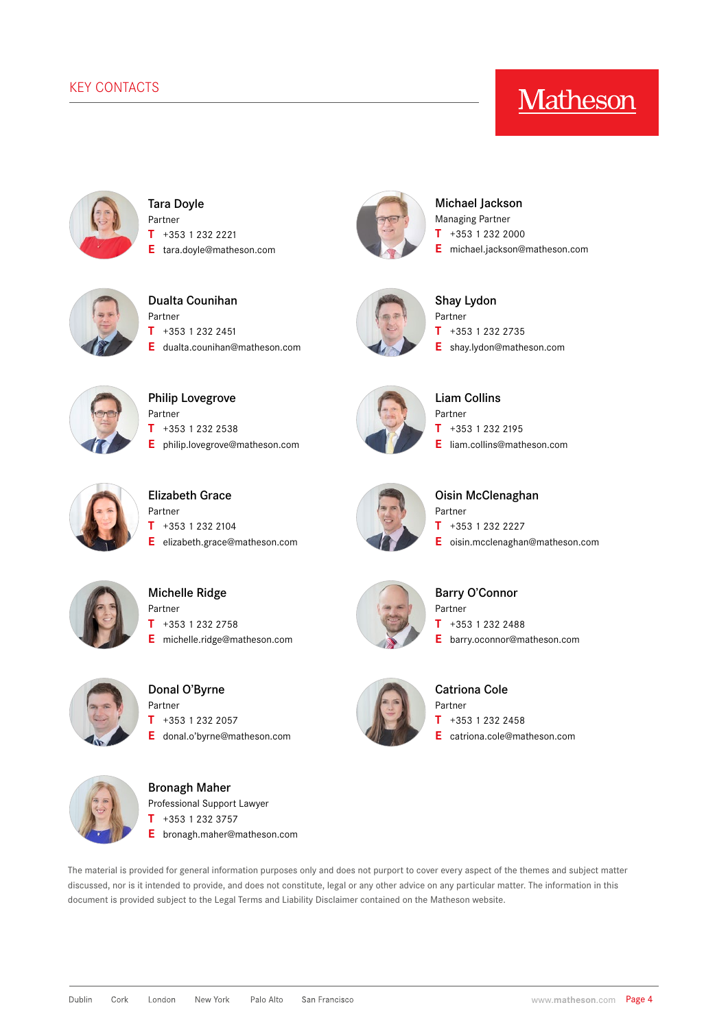## KEY CONTACTS

Matheson

**Tara Doyle**
Partner
T +353 1 232 2221
E tara.doyle@matheson.com

**Michael Jackson**
Managing Partner
T +353 1 232 2000
E michael.jackson@matheson.com

**Dualta Counihan**
Partner
T +353 1 232 2451
E dualta.counihan@matheson.com

**Shay Lydon**
Partner
T +353 1 232 2735
E shay.lydon@matheson.com

**Philip Lovegrove**
Partner
T +353 1 232 2538
E philip.lovegrove@matheson.com

**Liam Collins**
Partner
T +353 1 232 2195
E liam.collins@matheson.com

**Elizabeth Grace**
Partner
T +353 1 232 2104
E elizabeth.grace@matheson.com

**Oisin McClenaghan**
Partner
T +353 1 232 2227
E oisin.mcclenaghan@matheson.com

**Michelle Ridge**
Partner
T +353 1 232 2758
E michelle.ridge@matheson.com

**Barry O'Connor**
Partner
T +353 1 232 2488
E barry.oconnor@matheson.com

**Donal O'Byrne**
Partner
T +353 1 232 2057
E donal.o'byrne@matheson.com

**Catriona Cole**
Partner
T +353 1 232 2458
E catriona.cole@matheson.com

**Bronagh Maher**
Professional Support Lawyer
T +353 1 232 3757
E bronagh.maher@matheson.com

The material is provided for general information purposes only and does not purport to cover every aspect of the themes and subject matter discussed, nor is it intended to provide, and does not constitute, legal or any other advice on any particular matter. The information in this document is provided subject to the Legal Terms and Liability Disclaimer contained on the Matheson website.

Dublin Cork London New York Palo Alto San Francisco www.matheson.com